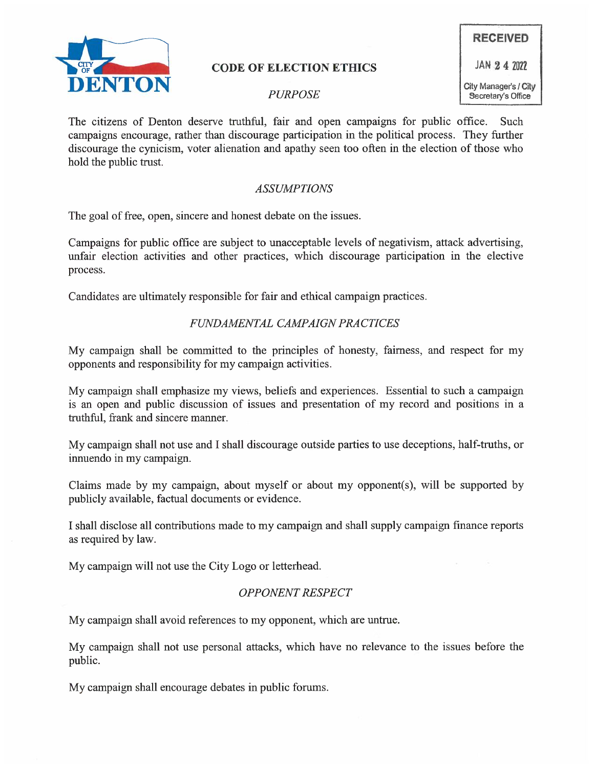# CODE OF ELECTION ETHICS

RECEIVED

JAN 24 2022

City Manager's / City Secretary's Office

## *PURPOSE*

The citizens of Denton deserve truthful, fair and open campaigns for public office. Such campaigns encourage, rather than discourage participation in the political process. They further discourage the cynicism, voter alienation and apathy seen too often in the election of those who hold the public trust.

## *ASSUMPTIONS*

The goal of free, open, sincere and honest debate on the issues.

Campaigns for public office are subject to unacceptable levels of negativism, attack advertising, unfair election activities and other practices, which discourage participation in the elective process.

Candidates are ultimately responsible for fair and ethical campaign practices.

## *FUNDAMENTAL CAMPAIGN PRACTICES*

My campaign shall be committed to the principles of honesty, fairness, and respect for my opponents and responsibility for my campaign activities.

My campaign shall emphasize my views, beliefs and experiences. Essential to such a campaign is an open and public discussion of issues and presentation of my record and positions in a truthful, frank and sincere manner.

My campaign shall not use and I shall discourage outside parties to use deceptions, half-truths, or innuendo in my campaign.

Claims made by my campaign, about myself or about my opponent(s), will be supported by publicly available, factual documents or evidence.

I shall disclose all contributions made to my campaign and shall supply campaign finance reports as required by law.

My campaign will not use the City Logo or letterhead.

## *OPPONENT RESPECT*

My campaign shall avoid references to my opponent, which are untrue.

My campaign shall not use personal attacks, which have no relevance to the issues before the public.

My campaign shall encourage debates in public forums.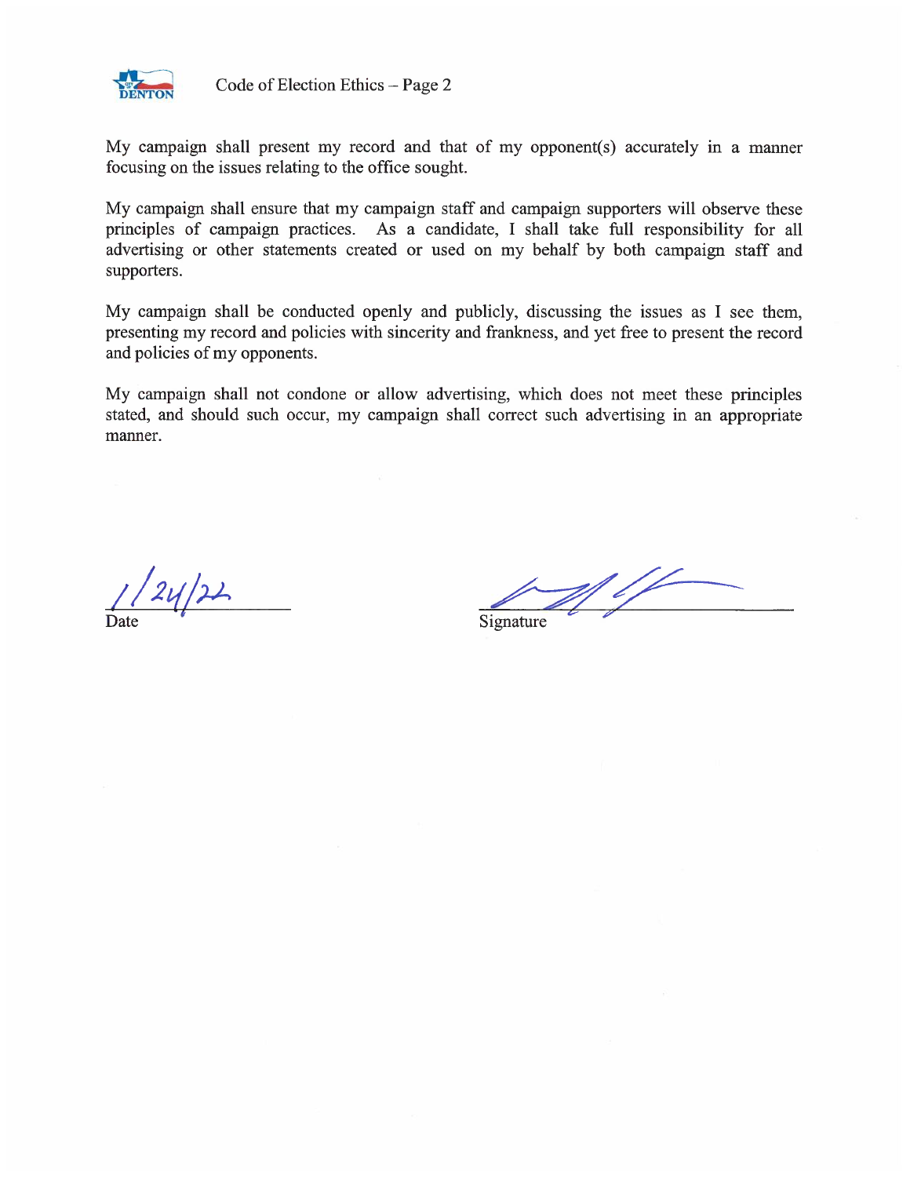My campaign shall present my record and that of my opponent(s) accurately in a manner focusing on the issues relating to the office sought.

My campaign shall ensure that my campaign staff and campaign supporters will observe these principles of campaign practices. As a candidate, I shall take full responsibility for all advertising or other statements created or used on my behalf by both campaign staff and supporters.

My campaign shall be conducted openly and publicly, discussing the issues as I see them, presenting my record and policies with sincerity and frankness, and yet free to present the record and policies of my opponents.

My campaign shall not condone or allow advertising, which does not meet these principles stated, and should such occur, my campaign shall correct such advertising in an appropriate manner.

1/24/22
Date

Signature